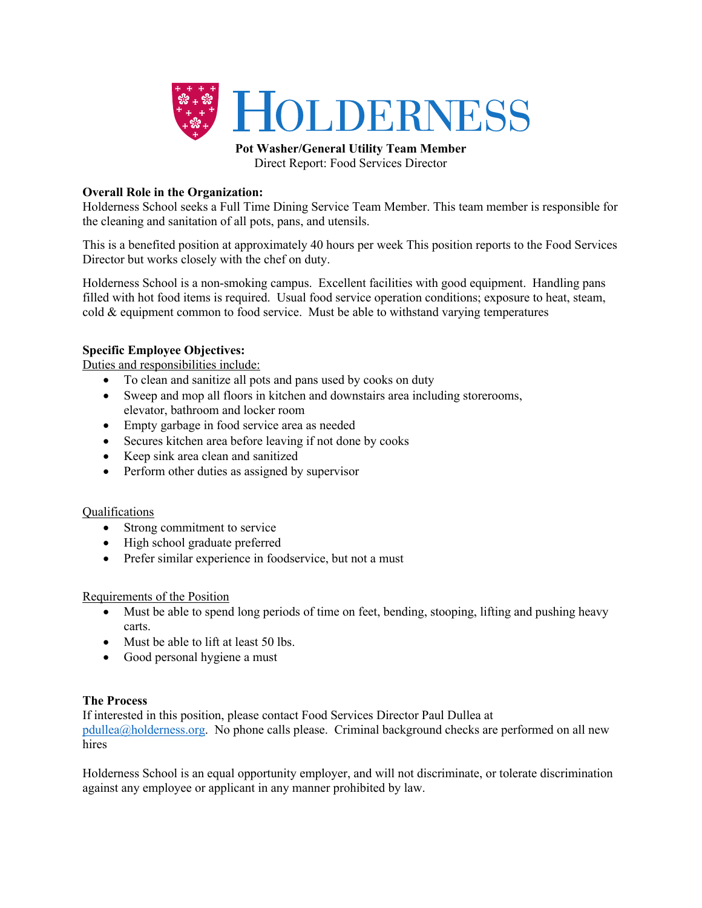# HOLDERNESS

**Pot Washer/General Utility Team Member**
Direct Report: Food Services Director

**Overall Role in the Organization:**
Holderness School seeks a Full Time Dining Service Team Member. This team member is responsible for the cleaning and sanitation of all pots, pans, and utensils.

This is a benefited position at approximately 40 hours per week This position reports to the Food Services Director but works closely with the chef on duty.

Holderness School is a non-smoking campus. Excellent facilities with good equipment. Handling pans filled with hot food items is required. Usual food service operation conditions; exposure to heat, steam, cold & equipment common to food service. Must be able to withstand varying temperatures

**Specific Employee Objectives:**

Duties and responsibilities include:

- To clean and sanitize all pots and pans used by cooks on duty
- Sweep and mop all floors in kitchen and downstairs area including storerooms, elevator, bathroom and locker room
- Empty garbage in food service area as needed
- Secures kitchen area before leaving if not done by cooks
- Keep sink area clean and sanitized
- Perform other duties as assigned by supervisor

Qualifications

- Strong commitment to service
- High school graduate preferred
- Prefer similar experience in foodservice, but not a must

Requirements of the Position

- Must be able to spend long periods of time on feet, bending, stooping, lifting and pushing heavy carts.
- Must be able to lift at least 50 lbs.
- Good personal hygiene a must

**The Process**
If interested in this position, please contact Food Services Director Paul Dullea at pdullea@holderness.org. No phone calls please. Criminal background checks are performed on all new hires

Holderness School is an equal opportunity employer, and will not discriminate, or tolerate discrimination against any employee or applicant in any manner prohibited by law.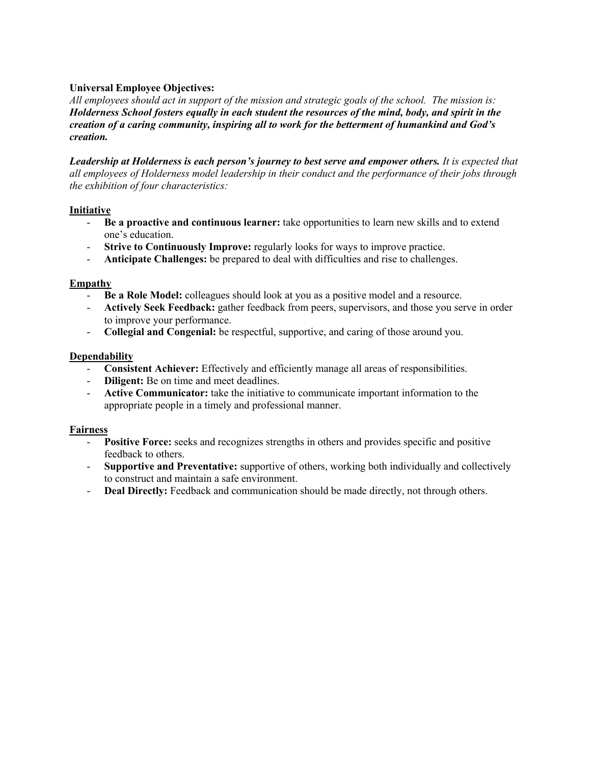**Universal Employee Objectives:**

*All employees should act in support of the mission and strategic goals of the school. The mission is:* ***Holderness School fosters equally in each student the resources of the mind, body, and spirit in the creation of a caring community, inspiring all to work for the betterment of humankind and God's creation.***

***Leadership at Holderness is each person's journey to best serve and empower others.*** *It is expected that all employees of Holderness model leadership in their conduct and the performance of their jobs through the exhibition of four characteristics:*

**Initiative**

- **Be a proactive and continuous learner:** take opportunities to learn new skills and to extend one's education.
- **Strive to Continuously Improve:** regularly looks for ways to improve practice.
- **Anticipate Challenges:** be prepared to deal with difficulties and rise to challenges.

**Empathy**

- **Be a Role Model:** colleagues should look at you as a positive model and a resource.
- **Actively Seek Feedback:** gather feedback from peers, supervisors, and those you serve in order to improve your performance.
- **Collegial and Congenial:** be respectful, supportive, and caring of those around you.

**Dependability**

- **Consistent Achiever:** Effectively and efficiently manage all areas of responsibilities.
- **Diligent:** Be on time and meet deadlines.
- **Active Communicator:** take the initiative to communicate important information to the appropriate people in a timely and professional manner.

**Fairness**

- **Positive Force:** seeks and recognizes strengths in others and provides specific and positive feedback to others.
- **Supportive and Preventative:** supportive of others, working both individually and collectively to construct and maintain a safe environment.
- **Deal Directly:** Feedback and communication should be made directly, not through others.